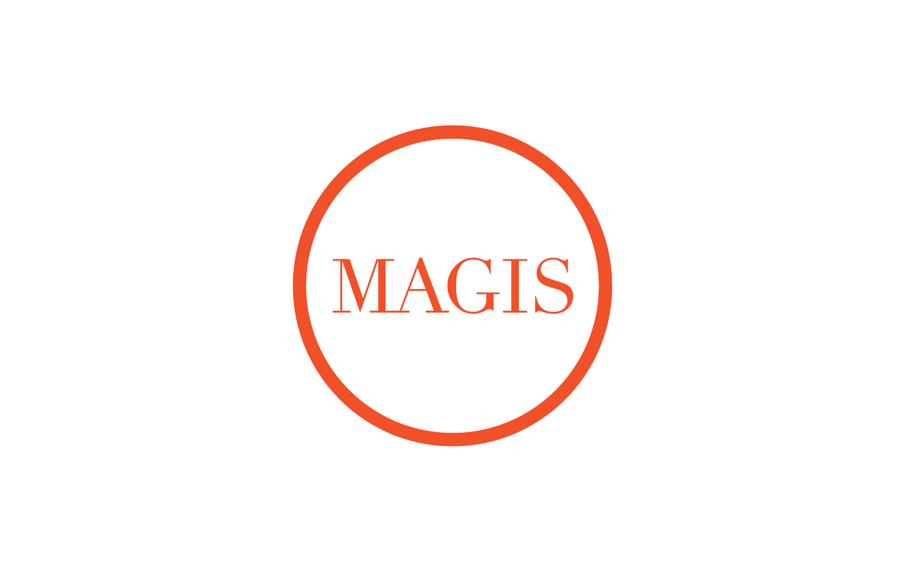MAGIS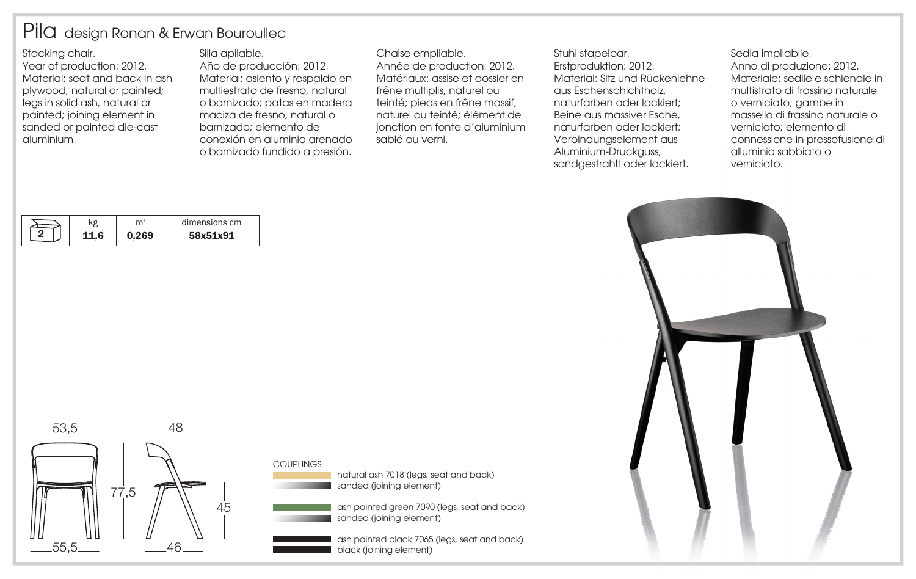# Pila design Ronan & Erwan Bouroullec

Stacking chair.
Year of production: 2012.
Material: seat and back in ash plywood, natural or painted; legs in solid ash, natural or painted; joining element in sanded or painted die-cast aluminium.

Silla apilable.
Año de producción: 2012.
Material: asiento y respaldo en multiestrato de fresno, natural o barnizado; patas en madera maciza de fresno, natural o barnizado; elemento de conexión en aluminio arenado o barnizado fundido a presión.

Chaise empilable.
Année de production: 2012.
Matériaux: assise et dossier en frêne multiplis, naturel ou teinté; pieds en frêne massif, naturel ou teinté; élément de jonction en fonte d'aluminium sablé ou verni.

Stuhl stapelbar.
Erstproduktion: 2012.
Material: Sitz und Rückenlehne aus Eschenschichtholz, naturfarben oder lackiert; Beine aus massiver Esche, naturfarben oder lackiert; Verbindungselement aus Aluminium-Druckguss, sandgestrahlt oder lackiert.

Sedia impilabile.
Anno di produzione: 2012.
Materiale: sedile e schienale in multistrato di frassino naturale o verniciato; gambe in massello di frassino naturale o verniciato; elemento di connessione in pressofusione di alluminio sabbiato o verniciato.

| | kg | m³ | dimensions cm |
|---|---|---|---|
| 2 | 11,6 | 0,269 | 58x51x91 |

53,5
55,5
77,5
48
46
45

COUPLINGS

- natural ash 7018 (legs, seat and back)
  sanded (joining element)
- ash painted green 7090 (legs, seat and back)
  sanded (joining element)
- ash painted black 7065 (legs, seat and back)
  black (joining element)